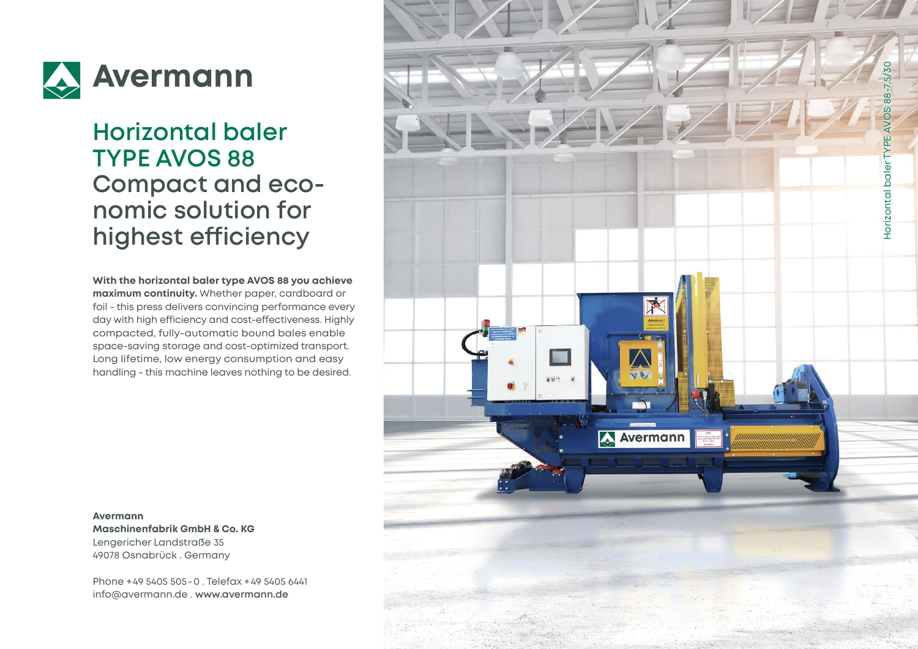# Avermann

## Horizontal baler TYPE AVOS 88

### Compact and economic solution for highest efficiency

**With the horizontal baler type AVOS 88 you achieve maximum continuity.** Whether paper, cardboard or foil - this press delivers convincing performance every day with high efficiency and cost-effectiveness. Highly compacted, fully-automatic bound bales enable space-saving storage and cost-optimized transport. Long lifetime, low energy consumption and easy handling - this machine leaves nothing to be desired.

**Avermann**
**Maschinenfabrik GmbH & Co. KG**
Lengericher Landstraße 35
49078 Osnabrück . Germany

Phone +49 5405 505 - 0 . Telefax +49 5405 6441
info@avermann.de . **www.avermann.de**

Horizontal baler TYPE AVOS 88-7,5/30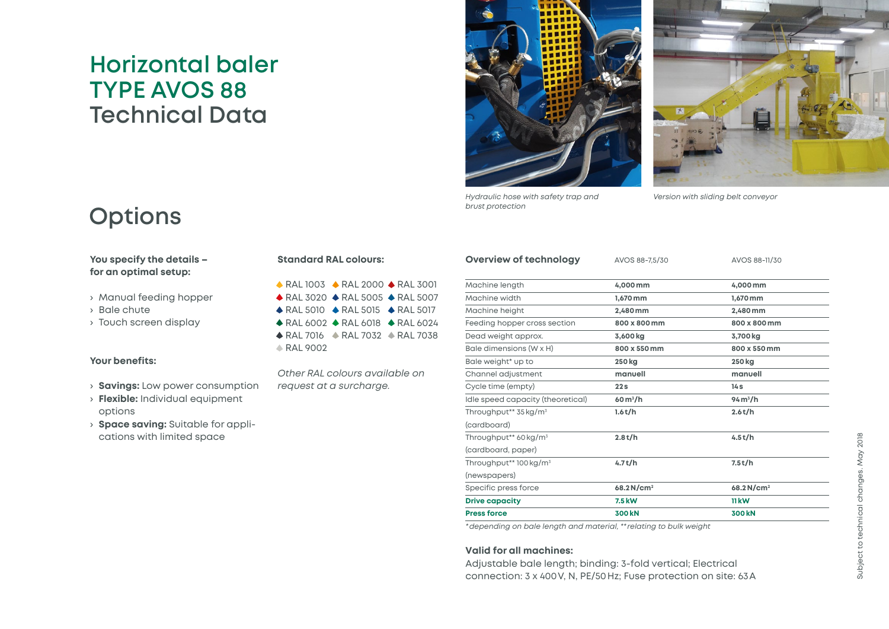# Horizontal baler TYPE AVOS 88 Technical Data

*Hydraulic hose with safety trap and brust protection*

*Version with sliding belt conveyor*

## Options

**You specify the details – for an optimal setup:**

- Manual feeding hopper
- Bale chute
- Touch screen display

**Your benefits:**

- **Savings:** Low power consumption
- **Flexible:** Individual equipment options
- **Space saving:** Suitable for applications with limited space

**Standard RAL colours:**

◆ RAL 1003 ◆ RAL 2000 ◆ RAL 3001
◆ RAL 3020 ◆ RAL 5005 ◆ RAL 5007
◆ RAL 5010 ◆ RAL 5015 ◆ RAL 5017
◆ RAL 6002 ◆ RAL 6018 ◆ RAL 6024
◆ RAL 7016 ◆ RAL 7032 ◆ RAL 7038
◆ RAL 9002

*Other RAL colours available on request at a surcharge.*

| **Overview of technology** | AVOS 88-7,5/30 | AVOS 88-11/30 |
|---|---|---|
| Machine length | **4,000 mm** | **4,000 mm** |
| Machine width | **1,670 mm** | **1,670 mm** |
| Machine height | **2,480 mm** | **2,480 mm** |
| Feeding hopper cross section | **800 x 800 mm** | **800 x 800 mm** |
| Dead weight approx. | **3,600 kg** | **3,700 kg** |
| Bale dimensions (W x H) | **800 x 550 mm** | **800 x 550 mm** |
| Bale weight* up to | **250 kg** | **250 kg** |
| Channel adjustment | **manuell** | **manuell** |
| Cycle time (empty) | **22 s** | **14 s** |
| Idle speed capacity (theoretical) | **60 m³/h** | **94 m³/h** |
| Throughput** 35 kg/m³ (cardboard) | **1.6 t/h** | **2.6 t/h** |
| Throughput** 60 kg/m³ (cardboard, paper) | **2.8 t/h** | **4.5 t/h** |
| Throughput** 100 kg/m³ (newspapers) | **4.7 t/h** | **7.5 t/h** |
| Specific press force | **68.2 N/cm²** | **68.2 N/cm²** |
| **Drive capacity** | **7.5 kW** | **11 kW** |
| **Press force** | **300 kN** | **300 kN** |

*\*depending on bale length and material, \*\*relating to bulk weight*

**Valid for all machines:**
Adjustable bale length; binding: 3-fold vertical; Electrical connection: 3 x 400 V, N, PE/50 Hz; Fuse protection on site: 63 A

Subject to technical changes. May 2018